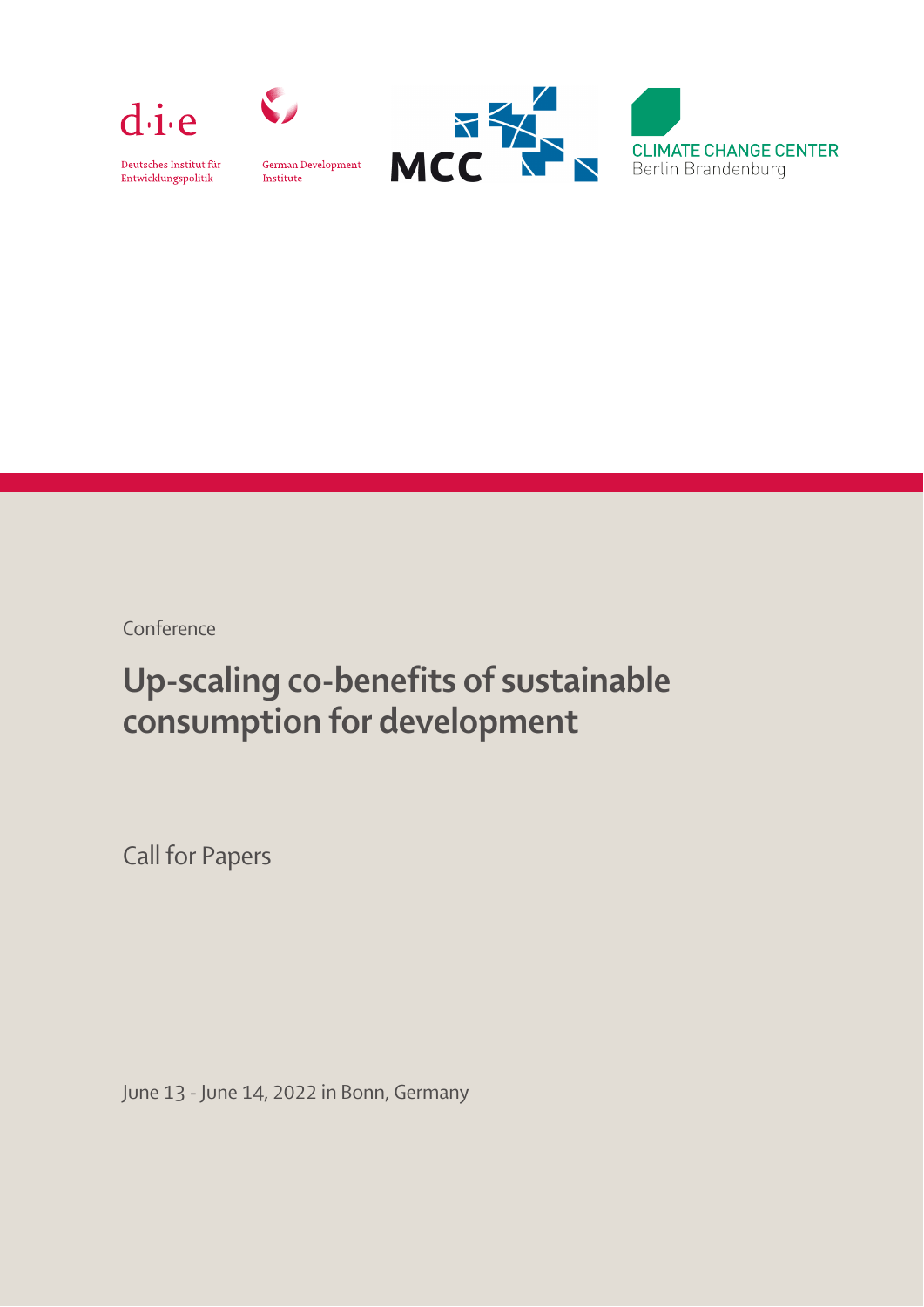Deutsches Institut für Entwicklungspolitik

German Development Institute

MCC

CLIMATE CHANGE CENTER
Berlin Brandenburg

Conference

# Up-scaling co-benefits of sustainable consumption for development

Call for Papers

June 13 - June 14, 2022 in Bonn, Germany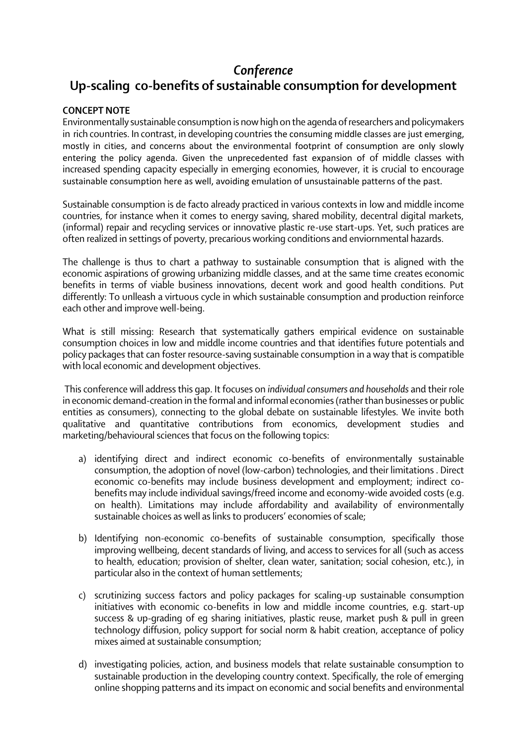# *Conference*
# Up-scaling co-benefits of sustainable consumption for development

**CONCEPT NOTE**

Environmentally sustainable consumption is now high on the agenda of researchers and policymakers in rich countries. In contrast, in developing countries the consuming middle classes are just emerging, mostly in cities, and concerns about the environmental footprint of consumption are only slowly entering the policy agenda. Given the unprecedented fast expansion of of middle classes with increased spending capacity especially in emerging economies, however, it is crucial to encourage sustainable consumption here as well, avoiding emulation of unsustainable patterns of the past.

Sustainable consumption is de facto already practiced in various contexts in low and middle income countries, for instance when it comes to energy saving, shared mobility, decentral digital markets, (informal) repair and recycling services or innovative plastic re-use start-ups. Yet, such pratices are often realized in settings of poverty, precarious working conditions and enviornmental hazards.

The challenge is thus to chart a pathway to sustainable consumption that is aligned with the economic aspirations of growing urbanizing middle classes, and at the same time creates economic benefits in terms of viable business innovations, decent work and good health conditions. Put differently: To unlleash a virtuous cycle in which sustainable consumption and production reinforce each other and improve well-being.

What is still missing: Research that systematically gathers empirical evidence on sustainable consumption choices in low and middle income countries and that identifies future potentials and policy packages that can foster resource-saving sustainable consumption in a way that is compatible with local economic and development objectives.

This conference will address this gap. It focuses on *individual consumers and households* and their role in economic demand-creation in the formal and informal economies (rather than businesses or public entities as consumers), connecting to the global debate on sustainable lifestyles. We invite both qualitative and quantitative contributions from economics, development studies and marketing/behavioural sciences that focus on the following topics:

a) identifying direct and indirect economic co-benefits of environmentally sustainable consumption, the adoption of novel (low-carbon) technologies, and their limitations . Direct economic co-benefits may include business development and employment; indirect co-benefits may include individual savings/freed income and economy-wide avoided costs (e.g. on health). Limitations may include affordability and availability of environmentally sustainable choices as well as links to producers' economies of scale;

b) Identifying non-economic co-benefits of sustainable consumption, specifically those improving wellbeing, decent standards of living, and access to services for all (such as access to health, education; provision of shelter, clean water, sanitation; social cohesion, etc.), in particular also in the context of human settlements;

c) scrutinizing success factors and policy packages for scaling-up sustainable consumption initiatives with economic co-benefits in low and middle income countries, e.g. start-up success & up-grading of eg sharing initiatives, plastic reuse, market push & pull in green technology diffusion, policy support for social norm & habit creation, acceptance of policy mixes aimed at sustainable consumption;

d) investigating policies, action, and business models that relate sustainable consumption to sustainable production in the developing country context. Specifically, the role of emerging online shopping patterns and its impact on economic and social benefits and environmental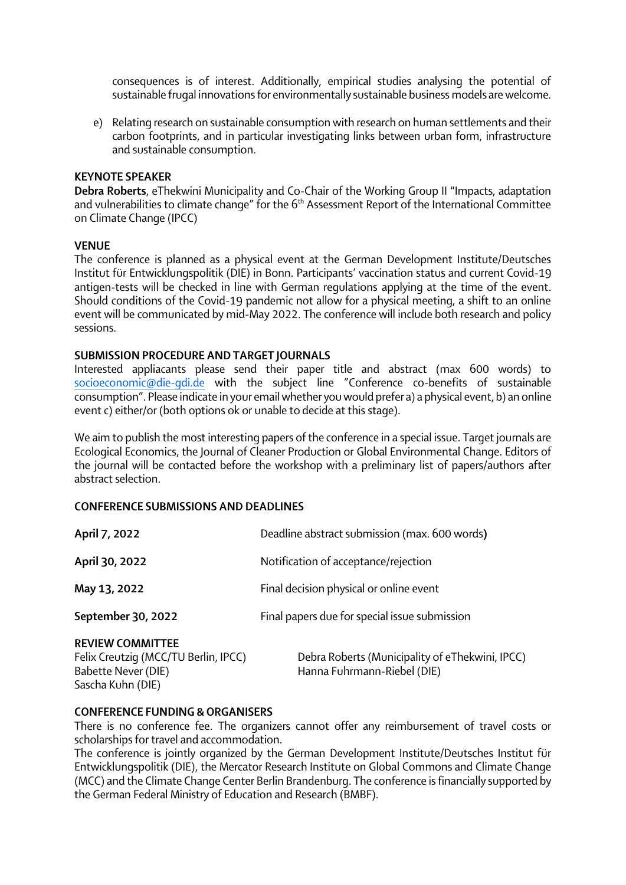consequences is of interest. Additionally, empirical studies analysing the potential of sustainable frugal innovations for environmentally sustainable business models are welcome.

e) Relating research on sustainable consumption with research on human settlements and their carbon footprints, and in particular investigating links between urban form, infrastructure and sustainable consumption.

**KEYNOTE SPEAKER**

**Debra Roberts**, eThekwini Municipality and Co-Chair of the Working Group II "Impacts, adaptation and vulnerabilities to climate change" for the 6th Assessment Report of the International Committee on Climate Change (IPCC)

**VENUE**

The conference is planned as a physical event at the German Development Institute/Deutsches Institut für Entwicklungspolitik (DIE) in Bonn. Participants' vaccination status and current Covid-19 antigen-tests will be checked in line with German regulations applying at the time of the event. Should conditions of the Covid-19 pandemic not allow for a physical meeting, a shift to an online event will be communicated by mid-May 2022. The conference will include both research and policy sessions.

**SUBMISSION PROCEDURE AND TARGET JOURNALS**

Interested appliacants please send their paper title and abstract (max 600 words) to socioeconomic@die-gdi.de with the subject line "Conference co-benefits of sustainable consumption". Please indicate in your email whether you would prefer a) a physical event, b) an online event c) either/or (both options ok or unable to decide at this stage).

We aim to publish the most interesting papers of the conference in a special issue. Target journals are Ecological Economics, the Journal of Cleaner Production or Global Environmental Change. Editors of the journal will be contacted before the workshop with a preliminary list of papers/authors after abstract selection.

**CONFERENCE SUBMISSIONS AND DEADLINES**

| | |
|---|---|
| **April 7, 2022** | Deadline abstract submission (max. 600 words**)** |
| **April 30, 2022** | Notification of acceptance/rejection |
| **May 13, 2022** | Final decision physical or online event |
| **September 30, 2022** | Final papers due for special issue submission |

**REVIEW COMMITTEE**

Felix Creutzig (MCC/TU Berlin, IPCC)
Babette Never (DIE)
Sascha Kuhn (DIE)
Debra Roberts (Municipality of eThekwini, IPCC)
Hanna Fuhrmann-Riebel (DIE)

**CONFERENCE FUNDING & ORGANISERS**

There is no conference fee. The organizers cannot offer any reimbursement of travel costs or scholarships for travel and accommodation.

The conference is jointly organized by the German Development Institute/Deutsches Institut für Entwicklungspolitik (DIE), the Mercator Research Institute on Global Commons and Climate Change (MCC) and the Climate Change Center Berlin Brandenburg. The conference is financially supported by the German Federal Ministry of Education and Research (BMBF).